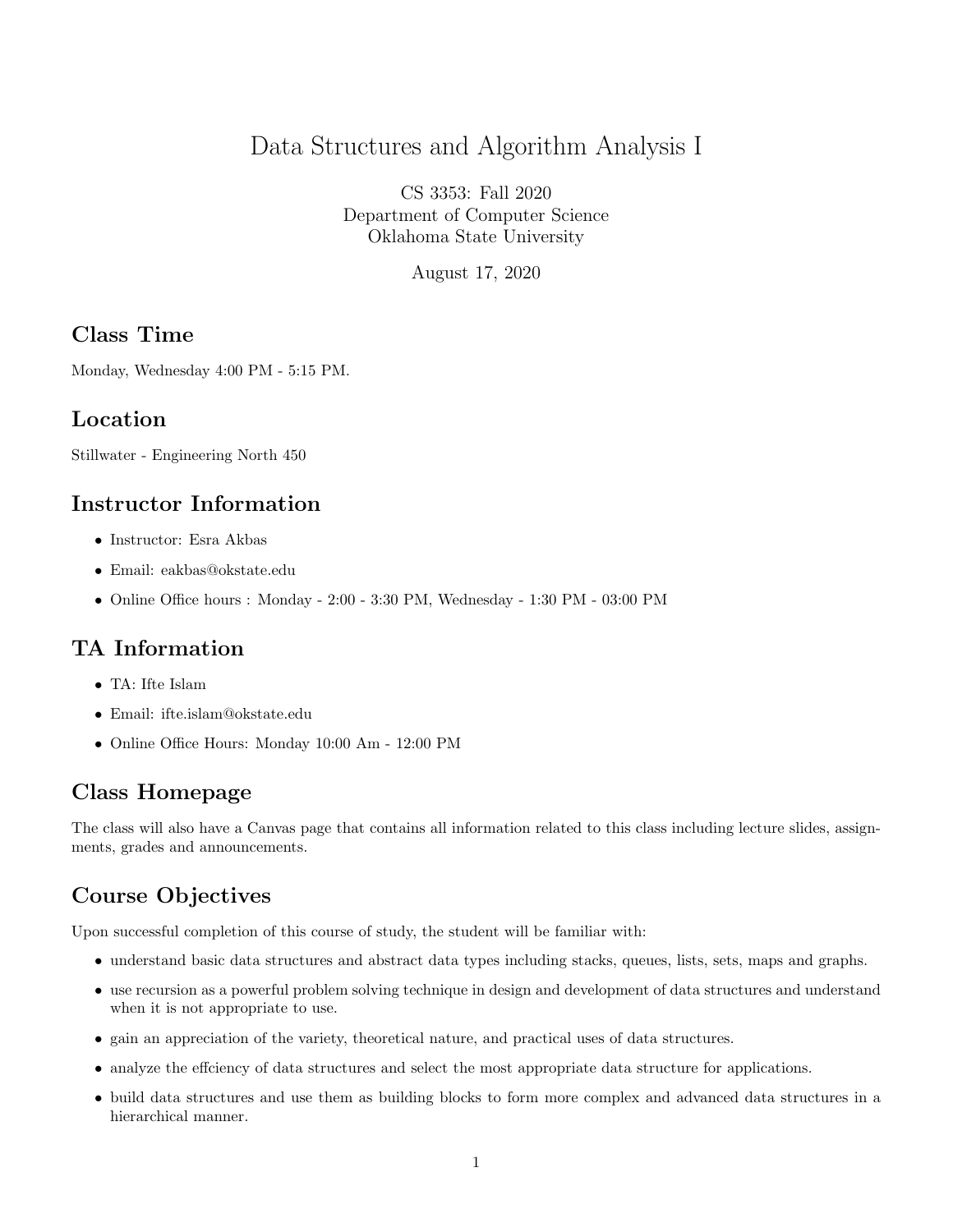# Data Structures and Algorithm Analysis I

CS 3353: Fall 2020
Department of Computer Science
Oklahoma State University

August 17, 2020

## Class Time

Monday, Wednesday 4:00 PM - 5:15 PM.

## Location

Stillwater - Engineering North 450

## Instructor Information

- Instructor: Esra Akbas
- Email: eakbas@okstate.edu
- Online Office hours : Monday - 2:00 - 3:30 PM, Wednesday - 1:30 PM - 03:00 PM

## TA Information

- TA: Ifte Islam
- Email: ifte.islam@okstate.edu
- Online Office Hours: Monday 10:00 Am - 12:00 PM

## Class Homepage

The class will also have a Canvas page that contains all information related to this class including lecture slides, assignments, grades and announcements.

## Course Objectives

Upon successful completion of this course of study, the student will be familiar with:

- understand basic data structures and abstract data types including stacks, queues, lists, sets, maps and graphs.
- use recursion as a powerful problem solving technique in design and development of data structures and understand when it is not appropriate to use.
- gain an appreciation of the variety, theoretical nature, and practical uses of data structures.
- analyze the effciency of data structures and select the most appropriate data structure for applications.
- build data structures and use them as building blocks to form more complex and advanced data structures in a hierarchical manner.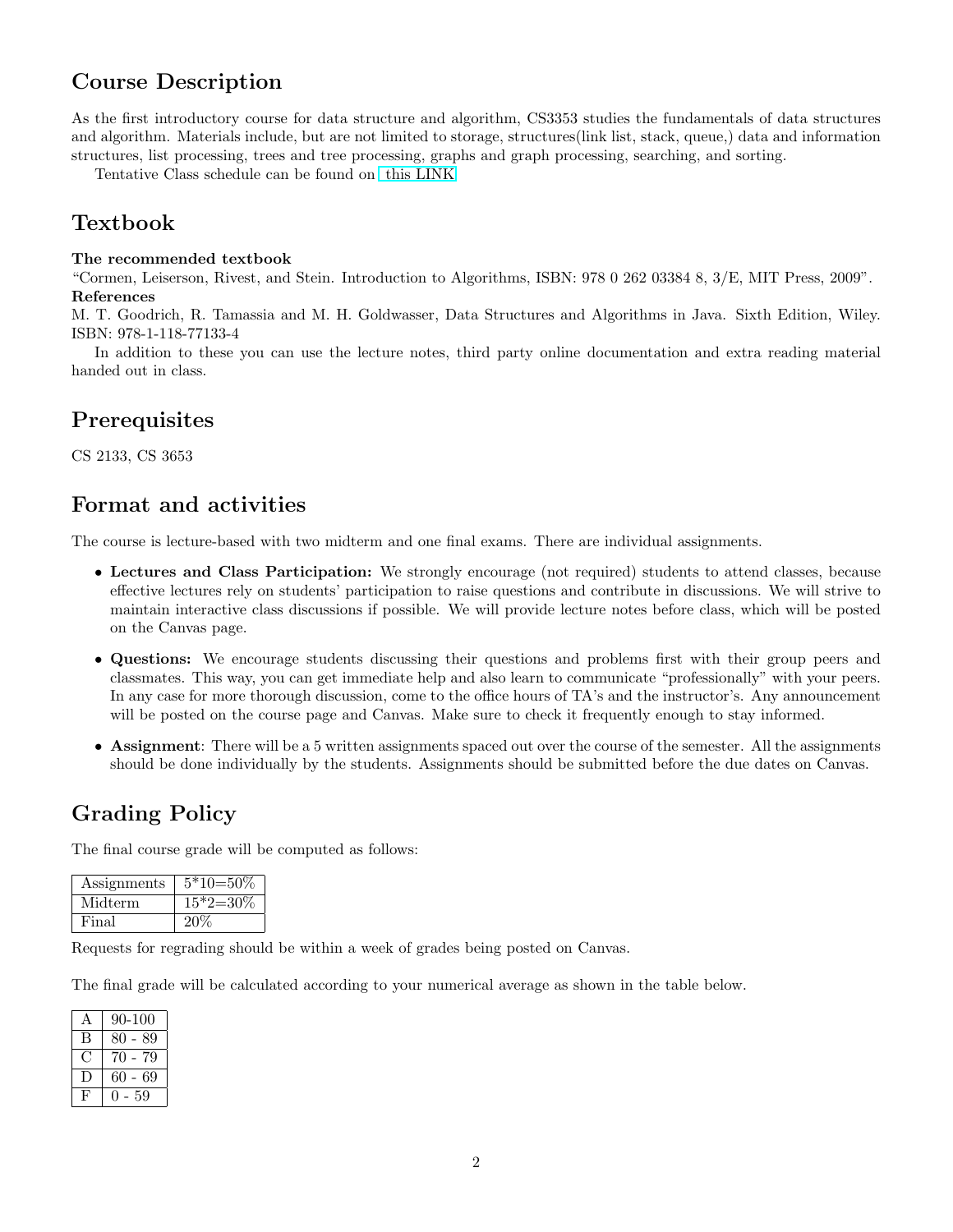## Course Description

As the first introductory course for data structure and algorithm, CS3353 studies the fundamentals of data structures and algorithm. Materials include, but are not limited to storage, structures(link list, stack, queue,) data and information structures, list processing, trees and tree processing, graphs and graph processing, searching, and sorting.

Tentative Class schedule can be found on this LINK

## Textbook

**The recommended textbook**

"Cormen, Leiserson, Rivest, and Stein. Introduction to Algorithms, ISBN: 978 0 262 03384 8, 3/E, MIT Press, 2009".

**References**

M. T. Goodrich, R. Tamassia and M. H. Goldwasser, Data Structures and Algorithms in Java. Sixth Edition, Wiley. ISBN: 978-1-118-77133-4

In addition to these you can use the lecture notes, third party online documentation and extra reading material handed out in class.

## Prerequisites

CS 2133, CS 3653

## Format and activities

The course is lecture-based with two midterm and one final exams. There are individual assignments.

- **Lectures and Class Participation:** We strongly encourage (not required) students to attend classes, because effective lectures rely on students' participation to raise questions and contribute in discussions. We will strive to maintain interactive class discussions if possible. We will provide lecture notes before class, which will be posted on the Canvas page.
- **Questions:** We encourage students discussing their questions and problems first with their group peers and classmates. This way, you can get immediate help and also learn to communicate "professionally" with your peers. In any case for more thorough discussion, come to the office hours of TA's and the instructor's. Any announcement will be posted on the course page and Canvas. Make sure to check it frequently enough to stay informed.
- **Assignment**: There will be a 5 written assignments spaced out over the course of the semester. All the assignments should be done individually by the students. Assignments should be submitted before the due dates on Canvas.

## Grading Policy

The final course grade will be computed as follows:

| | |
|---|---|
| Assignments | 5*10=50% |
| Midterm | 15*2=30% |
| Final | 20% |

Requests for regrading should be within a week of grades being posted on Canvas.

The final grade will be calculated according to your numerical average as shown in the table below.

| | |
|---|---|
| A | 90-100 |
| B | 80 - 89 |
| C | 70 - 79 |
| D | 60 - 69 |
| F | 0 - 59 |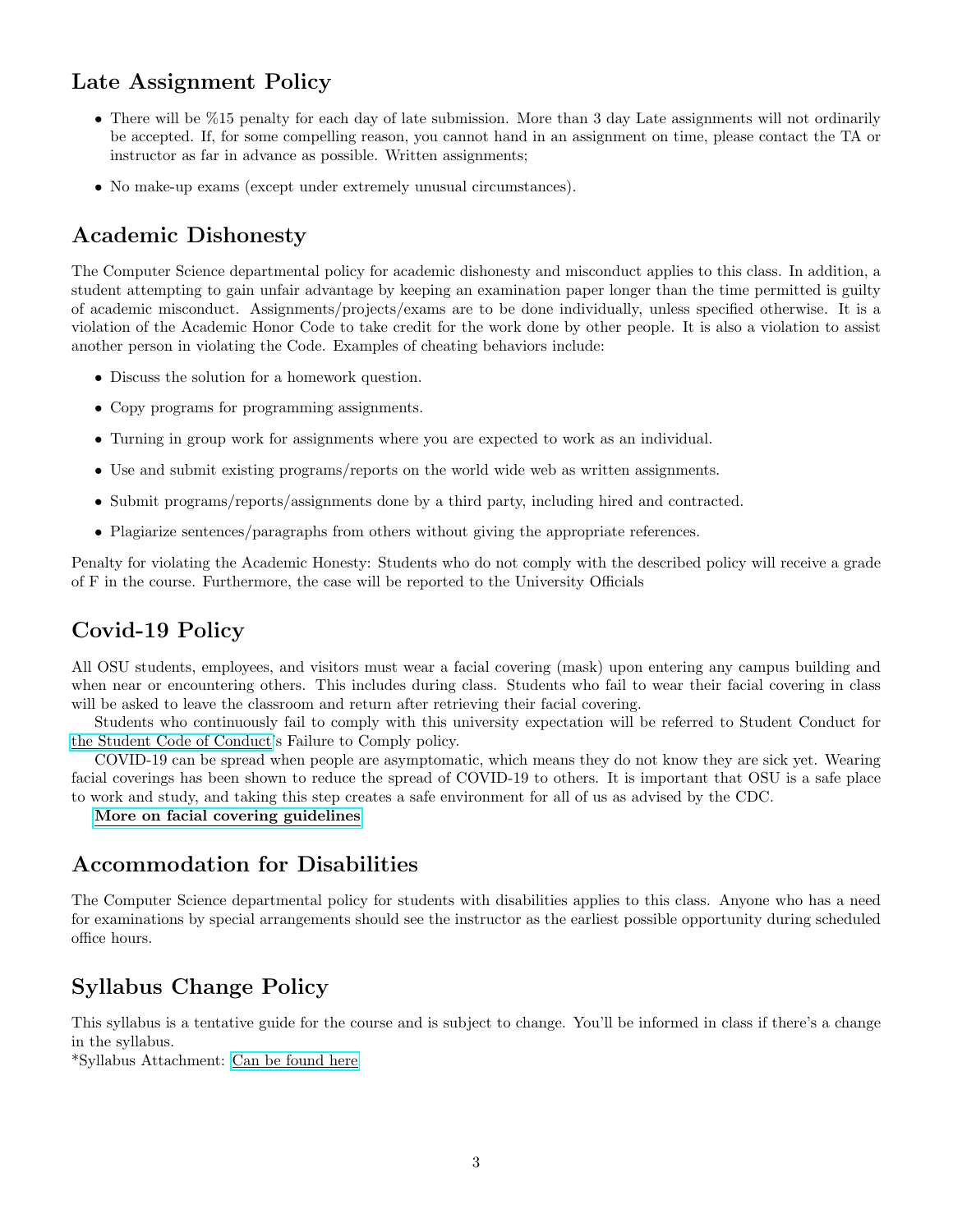## Late Assignment Policy

- There will be %15 penalty for each day of late submission. More than 3 day Late assignments will not ordinarily be accepted. If, for some compelling reason, you cannot hand in an assignment on time, please contact the TA or instructor as far in advance as possible. Written assignments;
- No make-up exams (except under extremely unusual circumstances).

## Academic Dishonesty

The Computer Science departmental policy for academic dishonesty and misconduct applies to this class. In addition, a student attempting to gain unfair advantage by keeping an examination paper longer than the time permitted is guilty of academic misconduct. Assignments/projects/exams are to be done individually, unless specified otherwise. It is a violation of the Academic Honor Code to take credit for the work done by other people. It is also a violation to assist another person in violating the Code. Examples of cheating behaviors include:

- Discuss the solution for a homework question.
- Copy programs for programming assignments.
- Turning in group work for assignments where you are expected to work as an individual.
- Use and submit existing programs/reports on the world wide web as written assignments.
- Submit programs/reports/assignments done by a third party, including hired and contracted.
- Plagiarize sentences/paragraphs from others without giving the appropriate references.

Penalty for violating the Academic Honesty: Students who do not comply with the described policy will receive a grade of F in the course. Furthermore, the case will be reported to the University Officials

## Covid-19 Policy

All OSU students, employees, and visitors must wear a facial covering (mask) upon entering any campus building and when near or encountering others. This includes during class. Students who fail to wear their facial covering in class will be asked to leave the classroom and return after retrieving their facial covering.

Students who continuously fail to comply with this university expectation will be referred to Student Conduct for the Student Code of Conduct's Failure to Comply policy.

COVID-19 can be spread when people are asymptomatic, which means they do not know they are sick yet. Wearing facial coverings has been shown to reduce the spread of COVID-19 to others. It is important that OSU is a safe place to work and study, and taking this step creates a safe environment for all of us as advised by the CDC.

**More on facial covering guidelines**

## Accommodation for Disabilities

The Computer Science departmental policy for students with disabilities applies to this class. Anyone who has a need for examinations by special arrangements should see the instructor as the earliest possible opportunity during scheduled office hours.

## Syllabus Change Policy

This syllabus is a tentative guide for the course and is subject to change. You'll be informed in class if there's a change in the syllabus.

*Syllabus Attachment: Can be found here